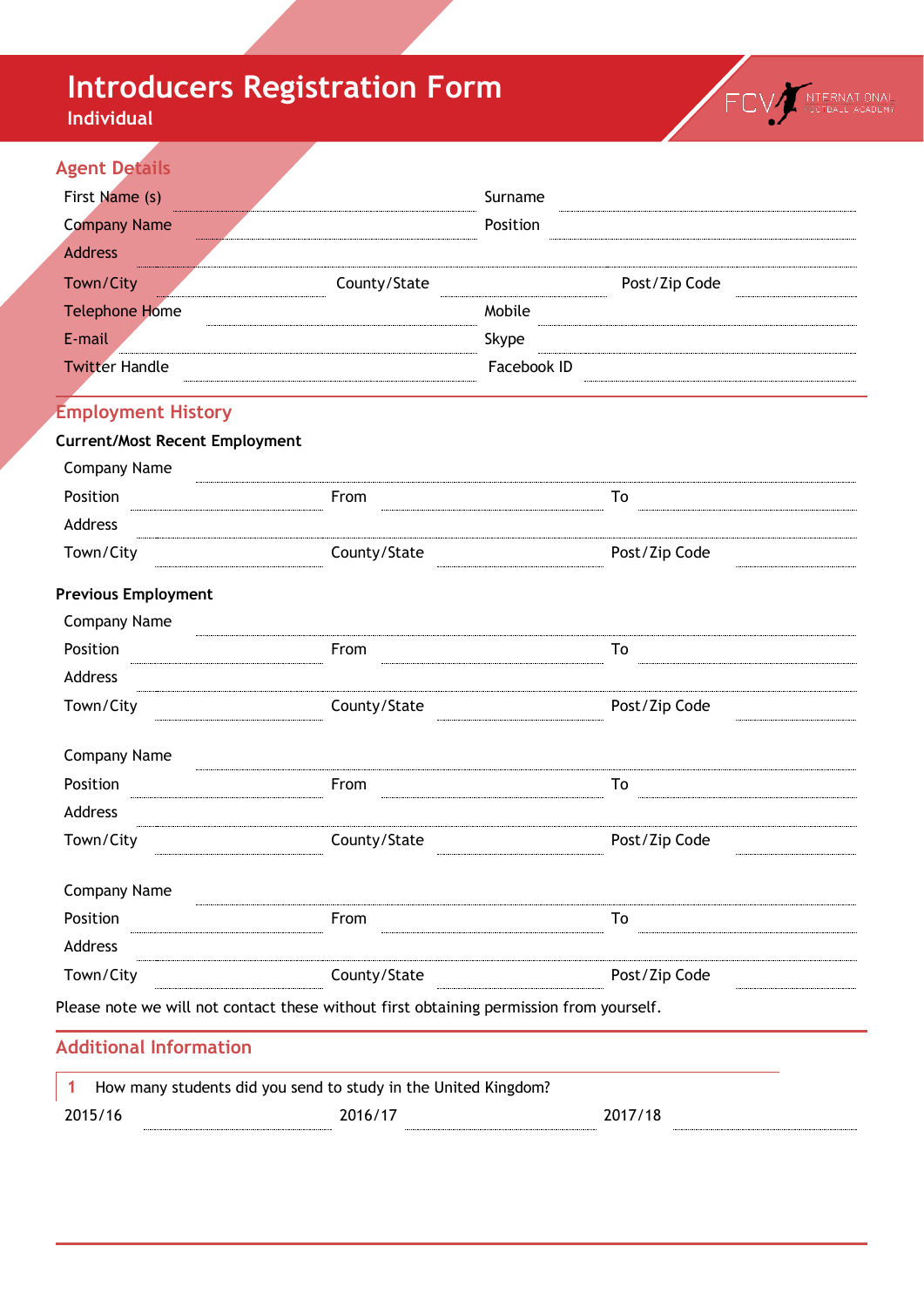# Introducers Registration Form

**Individual**

## Agent Details

First Name (s) ........................................ Surname ........................................

Company Name ........................................ Position ........................................

Address ..........................................................................................

Town/City .................... County/State .................... Post/Zip Code ....................

Telephone Home ........................................ Mobile ........................................

E-mail ........................................ Skype ........................................

Twitter Handle ........................................ Facebook ID ........................................

## Employment History

**Current/Most Recent Employment**

Company Name ..........................................................................................

Position .................... From .................... To ....................

Address ..........................................................................................

Town/City .................... County/State .................... Post/Zip Code ....................

**Previous Employment**

Company Name ..........................................................................................

Position .................... From .................... To ....................

Address ..........................................................................................

Town/City .................... County/State .................... Post/Zip Code ....................

Company Name ..........................................................................................

Position .................... From .................... To ....................

Address ..........................................................................................

Town/City .................... County/State .................... Post/Zip Code ....................

Company Name ..........................................................................................

Position .................... From .................... To ....................

Address ..........................................................................................

Town/City .................... County/State .................... Post/Zip Code ....................

Please note we will not contact these without first obtaining permission from yourself.

## Additional Information

1 How many students did you send to study in the United Kingdom?

2015/16 .................... 2016/17 .................... 2017/18 ....................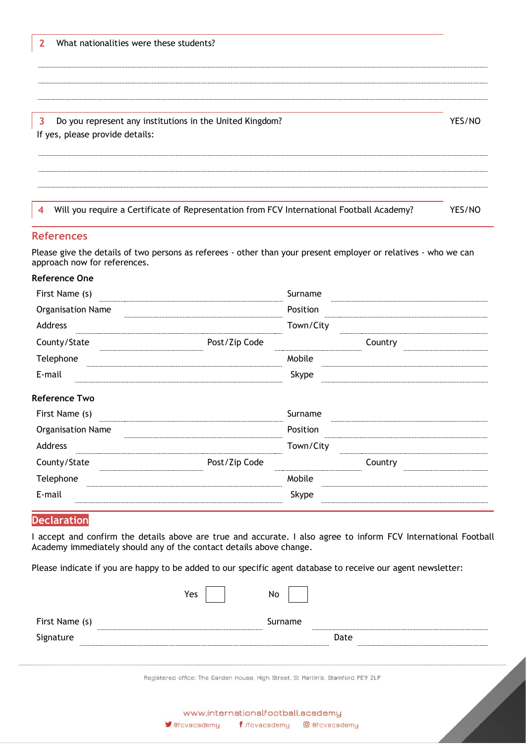2 What nationalities were these students?

3 Do you represent any institutions in the United Kingdom? YES/NO

If yes, please provide details:

4 Will you require a Certificate of Representation from FCV International Football Academy? YES/NO

## References

Please give the details of two persons as referees - other than your present employer or relatives - who we can approach now for references.

**Reference One**

First Name (s) Surname

Organisation Name Position

Address Town/City

County/State Post/Zip Code Country

Telephone Mobile

E-mail Skype

**Reference Two**

First Name (s) Surname

Organisation Name Position

Address Town/City

County/State Post/Zip Code Country

Telephone Mobile

E-mail Skype

## Declaration

I accept and confirm the details above are true and accurate. I also agree to inform FCV International Football Academy immediately should any of the contact details above change.

Please indicate if you are happy to be added to our specific agent database to receive our agent newsletter:

Yes ☐ No ☐

First Name (s) Surname

Signature Date

Registered office: The Garden House, High Street, St Martin's, Stamford PE9 2LP

www.internationalfootball.academy

@fcvacademy /fcvacademy @fcvacademy